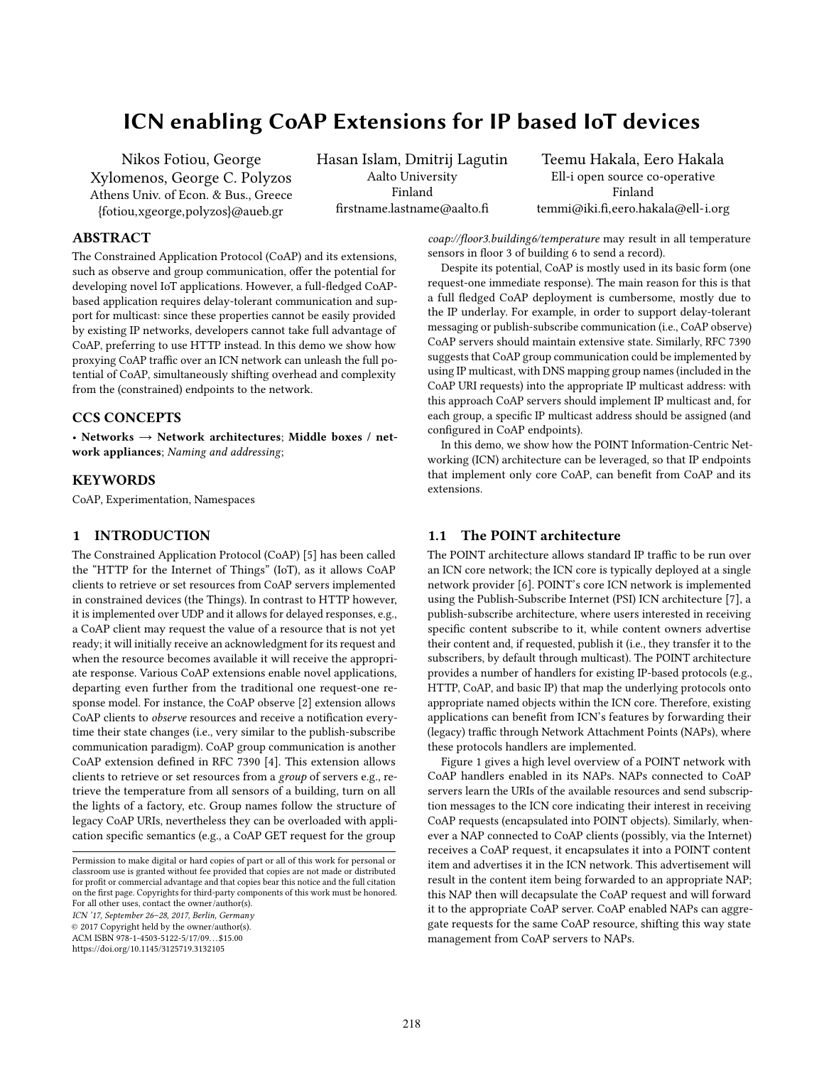# ICN enabling CoAP Extensions for IP based IoT devices

Nikos Fotiou, George Xylomenos, George C. Polyzos
Athens Univ. of Econ. & Bus., Greece
{fotiou,xgeorge,polyzos}@aueb.gr

Hasan Islam, Dmitrij Lagutin
Aalto University
Finland
firstname.lastname@aalto.fi

Teemu Hakala, Eero Hakala
Ell-i open source co-operative
Finland
temmi@iki.fi,eero.hakala@ell-i.org

## ABSTRACT

The Constrained Application Protocol (CoAP) and its extensions, such as observe and group communication, offer the potential for developing novel IoT applications. However, a full-fledged CoAP-based application requires delay-tolerant communication and support for multicast: since these properties cannot be easily provided by existing IP networks, developers cannot take full advantage of CoAP, preferring to use HTTP instead. In this demo we show how proxying CoAP traffic over an ICN network can unleash the full potential of CoAP, simultaneously shifting overhead and complexity from the (constrained) endpoints to the network.

## CCS CONCEPTS

• **Networks → Network architectures**; **Middle boxes / network appliances**; *Naming and addressing*;

## KEYWORDS

CoAP, Experimentation, Namespaces

## 1 INTRODUCTION

The Constrained Application Protocol (CoAP) [5] has been called the "HTTP for the Internet of Things" (IoT), as it allows CoAP clients to retrieve or set resources from CoAP servers implemented in constrained devices (the Things). In contrast to HTTP however, it is implemented over UDP and it allows for delayed responses, e.g., a CoAP client may request the value of a resource that is not yet ready; it will initially receive an acknowledgment for its request and when the resource becomes available it will receive the appropriate response. Various CoAP extensions enable novel applications, departing even further from the traditional one request-one response model. For instance, the CoAP observe [2] extension allows CoAP clients to *observe* resources and receive a notification everytime their state changes (i.e., very similar to the publish-subscribe communication paradigm). CoAP group communication is another CoAP extension defined in RFC 7390 [4]. This extension allows clients to retrieve or set resources from a *group* of servers e.g., retrieve the temperature from all sensors of a building, turn on all the lights of a factory, etc. Group names follow the structure of legacy CoAP URIs, nevertheless they can be overloaded with application specific semantics (e.g., a CoAP GET request for the group *coap://floor3.building6/temperature* may result in all temperature sensors in floor 3 of building 6 to send a record).

Despite its potential, CoAP is mostly used in its basic form (one request-one immediate response). The main reason for this is that a full fledged CoAP deployment is cumbersome, mostly due to the IP underlay. For example, in order to support delay-tolerant messaging or publish-subscribe communication (i.e., CoAP observe) CoAP servers should maintain extensive state. Similarly, RFC 7390 suggests that CoAP group communication could be implemented by using IP multicast, with DNS mapping group names (included in the CoAP URI requests) into the appropriate IP multicast address: with this approach CoAP servers should implement IP multicast and, for each group, a specific IP multicast address should be assigned (and configured in CoAP endpoints).

In this demo, we show how the POINT Information-Centric Networking (ICN) architecture can be leveraged, so that IP endpoints that implement only core CoAP, can benefit from CoAP and its extensions.

### 1.1 The POINT architecture

The POINT architecture allows standard IP traffic to be run over an ICN core network; the ICN core is typically deployed at a single network provider [6]. POINT's core ICN network is implemented using the Publish-Subscribe Internet (PSI) ICN architecture [7], a publish-subscribe architecture, where users interested in receiving specific content subscribe to it, while content owners advertise their content and, if requested, publish it (i.e., they transfer it to the subscribers, by default through multicast). The POINT architecture provides a number of handlers for existing IP-based protocols (e.g., HTTP, CoAP, and basic IP) that map the underlying protocols onto appropriate named objects within the ICN core. Therefore, existing applications can benefit from ICN's features by forwarding their (legacy) traffic through Network Attachment Points (NAPs), where these protocols handlers are implemented.

Figure 1 gives a high level overview of a POINT network with CoAP handlers enabled in its NAPs. NAPs connected to CoAP servers learn the URIs of the available resources and send subscription messages to the ICN core indicating their interest in receiving CoAP requests (encapsulated into POINT objects). Similarly, whenever a NAP connected to CoAP clients (possibly, via the Internet) receives a CoAP request, it encapsulates it into a POINT content item and advertises it in the ICN network. This advertisement will result in the content item being forwarded to an appropriate NAP; this NAP then will decapsulate the CoAP request and will forward it to the appropriate CoAP server. CoAP enabled NAPs can aggregate requests for the same CoAP resource, shifting this way state management from CoAP servers to NAPs.

Permission to make digital or hard copies of part or all of this work for personal or classroom use is granted without fee provided that copies are not made or distributed for profit or commercial advantage and that copies bear this notice and the full citation on the first page. Copyrights for third-party components of this work must be honored. For all other uses, contact the owner/author(s).
*ICN '17, September 26–28, 2017, Berlin, Germany*
© 2017 Copyright held by the owner/author(s).
ACM ISBN 978-1-4503-5122-5/17/09…$15.00
https://doi.org/10.1145/3125719.3132105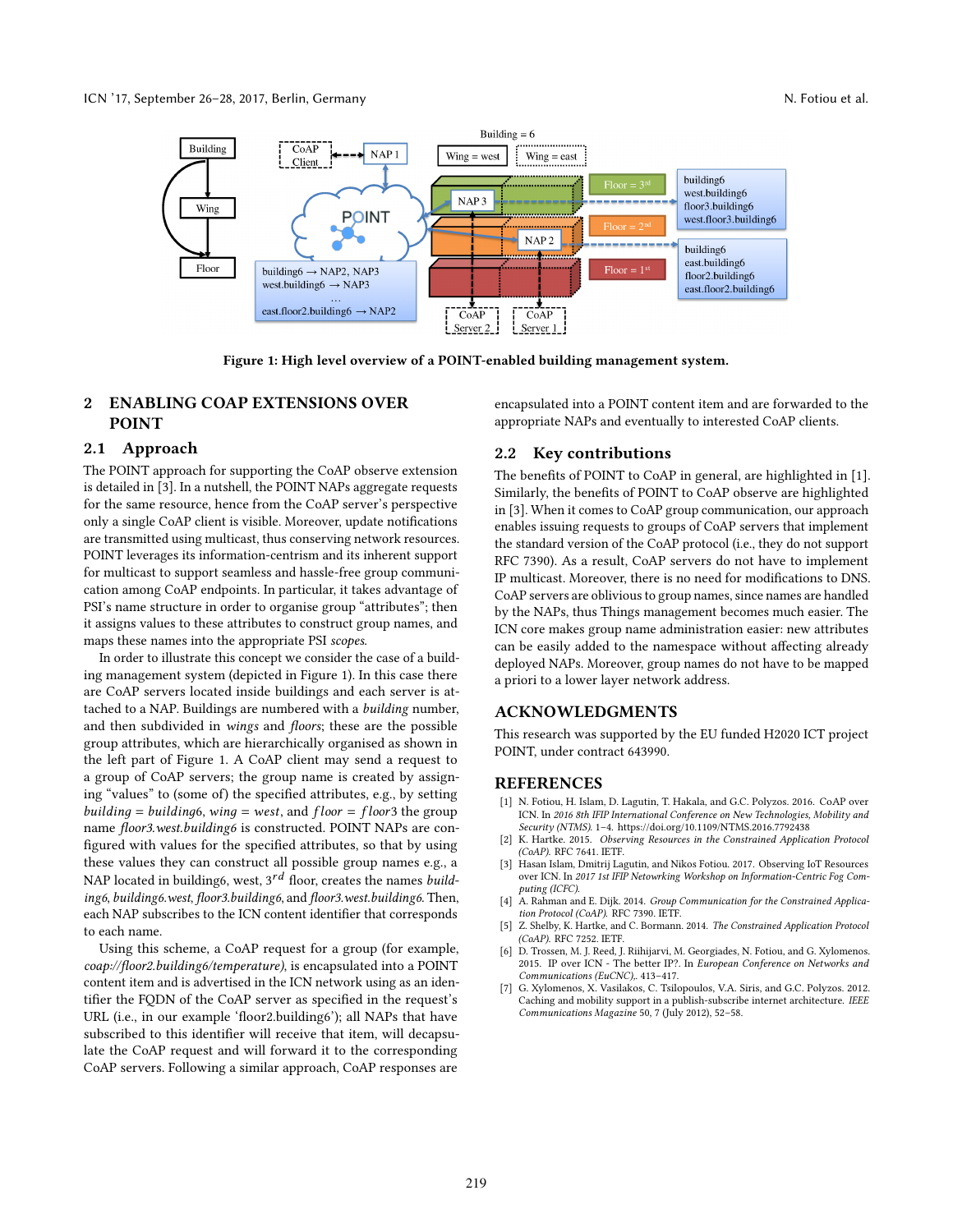Figure 1: High level overview of a POINT-enabled building management system.

## 2 ENABLING COAP EXTENSIONS OVER POINT

### 2.1 Approach

The POINT approach for supporting the CoAP observe extension is detailed in [3]. In a nutshell, the POINT NAPs aggregate requests for the same resource, hence from the CoAP server's perspective only a single CoAP client is visible. Moreover, update notifications are transmitted using multicast, thus conserving network resources. POINT leverages its information-centrism and its inherent support for multicast to support seamless and hassle-free group communication among CoAP endpoints. In particular, it takes advantage of PSI's name structure in order to organise group "attributes"; then it assigns values to these attributes to construct group names, and maps these names into the appropriate PSI *scopes*.

In order to illustrate this concept we consider the case of a building management system (depicted in Figure 1). In this case there are CoAP servers located inside buildings and each server is attached to a NAP. Buildings are numbered with a *building* number, and then subdivided in *wings* and *floors*; these are the possible group attributes, which are hierarchically organised as shown in the left part of Figure 1. A CoAP client may send a request to a group of CoAP servers; the group name is created by assigning "values" to (some of) the specified attributes, e.g., by setting $building = building6$, $wing = west$, and $floor = floor3$ the group name *floor3.west.building6* is constructed. POINT NAPs are configured with values for the specified attributes, so that by using these values they can construct all possible group names e.g., a NAP located in building6, west, $3^{rd}$ floor, creates the names *building6*, *building6.west*, *floor3.building6*, and *floor3.west.building6*. Then, each NAP subscribes to the ICN content identifier that corresponds to each name.

Using this scheme, a CoAP request for a group (for example, *coap://floor2.building6/temperature*), is encapsulated into a POINT content item and is advertised in the ICN network using as an identifier the FQDN of the CoAP server as specified in the request's URL (i.e., in our example 'floor2.building6'); all NAPs that have subscribed to this identifier will receive that item, will decapsulate the CoAP request and will forward it to the corresponding CoAP servers. Following a similar approach, CoAP responses are encapsulated into a POINT content item and are forwarded to the appropriate NAPs and eventually to interested CoAP clients.

### 2.2 Key contributions

The benefits of POINT to CoAP in general, are highlighted in [1]. Similarly, the benefits of POINT to CoAP observe are highlighted in [3]. When it comes to CoAP group communication, our approach enables issuing requests to groups of CoAP servers that implement the standard version of the CoAP protocol (i.e., they do not support RFC 7390). As a result, CoAP servers do not have to implement IP multicast. Moreover, there is no need for modifications to DNS. CoAP servers are oblivious to group names, since names are handled by the NAPs, thus Things management becomes much easier. The ICN core makes group name administration easier: new attributes can be easily added to the namespace without affecting already deployed NAPs. Moreover, group names do not have to be mapped a priori to a lower layer network address.

## ACKNOWLEDGMENTS

This research was supported by the EU funded H2020 ICT project POINT, under contract 643990.

## REFERENCES

[1] N. Fotiou, H. Islam, D. Lagutin, T. Hakala, and G.C. Polyzos. 2016. CoAP over ICN. In *2016 8th IFIP International Conference on New Technologies, Mobility and Security (NTMS)*. 1–4. https://doi.org/10.1109/NTMS.2016.7792438

[2] K. Hartke. 2015. *Observing Resources in the Constrained Application Protocol (CoAP)*. RFC 7641. IETF.

[3] Hasan Islam, Dmitrij Lagutin, and Nikos Fotiou. 2017. Observing IoT Resources over ICN. In *2017 1st IFIP Networking Workshop on Information-Centric Fog Computing (ICFC)*.

[4] A. Rahman and E. Dijk. 2014. *Group Communication for the Constrained Application Protocol (CoAP)*. RFC 7390. IETF.

[5] Z. Shelby, K. Hartke, and C. Bormann. 2014. *The Constrained Application Protocol (CoAP)*. RFC 7252. IETF.

[6] D. Trossen, M. J. Reed, J. Riihijarvi, M. Georgiades, N. Fotiou, and G. Xylomenos. 2015. IP over ICN - The better IP?. In *European Conference on Networks and Communications (EuCNC),*. 413–417.

[7] G. Xylomenos, X. Vasilakos, C. Tsilopoulos, V.A. Siris, and G.C. Polyzos. 2012. Caching and mobility support in a publish-subscribe internet architecture. *IEEE Communications Magazine* 50, 7 (July 2012), 52–58.